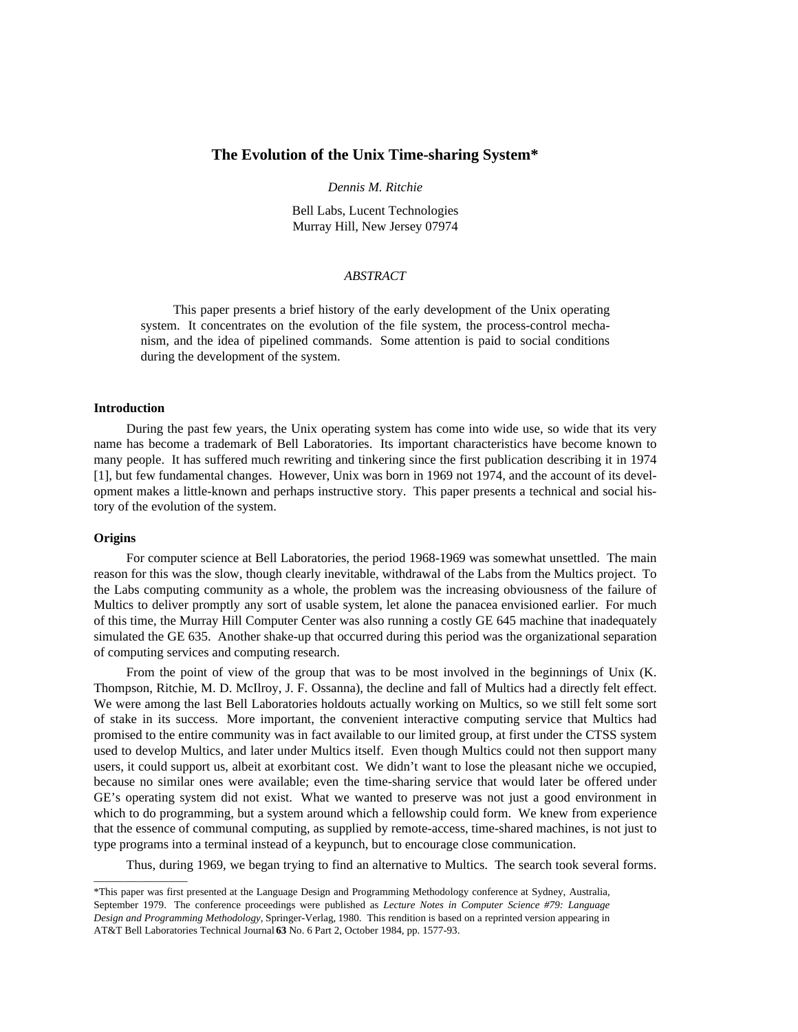# The Evolution of the Unix Time-sharing System*

*Dennis M. Ritchie*

Bell Labs, Lucent Technologies
Murray Hill, New Jersey 07974

*ABSTRACT*

This paper presents a brief history of the early development of the Unix operating system. It concentrates on the evolution of the file system, the process-control mechanism, and the idea of pipelined commands. Some attention is paid to social conditions during the development of the system.

### Introduction

During the past few years, the Unix operating system has come into wide use, so wide that its very name has become a trademark of Bell Laboratories. Its important characteristics have become known to many people. It has suffered much rewriting and tinkering since the first publication describing it in 1974 [1], but few fundamental changes. However, Unix was born in 1969 not 1974, and the account of its development makes a little-known and perhaps instructive story. This paper presents a technical and social history of the evolution of the system.

### Origins

For computer science at Bell Laboratories, the period 1968-1969 was somewhat unsettled. The main reason for this was the slow, though clearly inevitable, withdrawal of the Labs from the Multics project. To the Labs computing community as a whole, the problem was the increasing obviousness of the failure of Multics to deliver promptly any sort of usable system, let alone the panacea envisioned earlier. For much of this time, the Murray Hill Computer Center was also running a costly GE 645 machine that inadequately simulated the GE 635. Another shake-up that occurred during this period was the organizational separation of computing services and computing research.

From the point of view of the group that was to be most involved in the beginnings of Unix (K. Thompson, Ritchie, M. D. McIlroy, J. F. Ossanna), the decline and fall of Multics had a directly felt effect. We were among the last Bell Laboratories holdouts actually working on Multics, so we still felt some sort of stake in its success. More important, the convenient interactive computing service that Multics had promised to the entire community was in fact available to our limited group, at first under the CTSS system used to develop Multics, and later under Multics itself. Even though Multics could not then support many users, it could support us, albeit at exorbitant cost. We didn't want to lose the pleasant niche we occupied, because no similar ones were available; even the time-sharing service that would later be offered under GE's operating system did not exist. What we wanted to preserve was not just a good environment in which to do programming, but a system around which a fellowship could form. We knew from experience that the essence of communal computing, as supplied by remote-access, time-shared machines, is not just to type programs into a terminal instead of a keypunch, but to encourage close communication.

Thus, during 1969, we began trying to find an alternative to Multics. The search took several forms.

---

*This paper was first presented at the Language Design and Programming Methodology conference at Sydney, Australia, September 1979. The conference proceedings were published as *Lecture Notes in Computer Science #79: Language Design and Programming Methodology,* Springer-Verlag, 1980. This rendition is based on a reprinted version appearing in AT&T Bell Laboratories Technical Journal **63** No. 6 Part 2, October 1984, pp. 1577-93.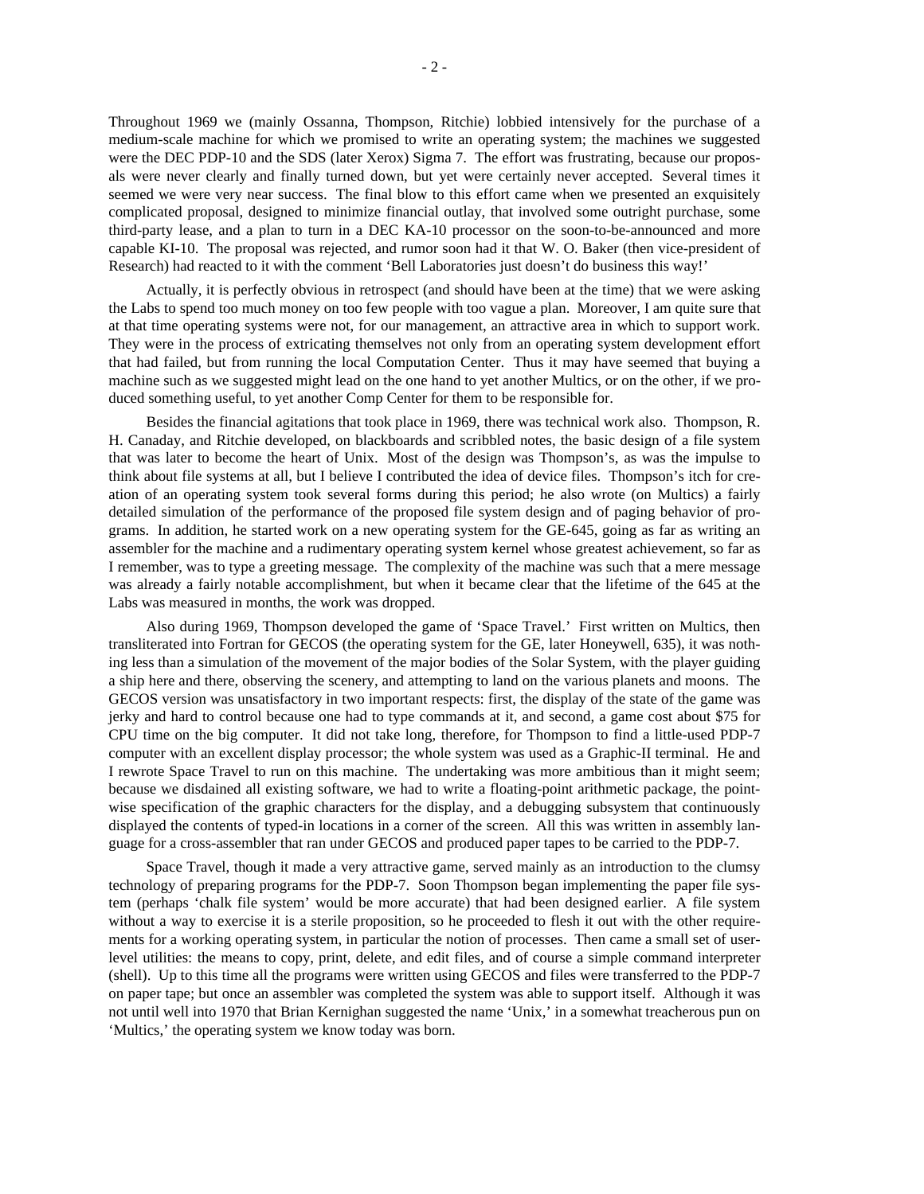Throughout 1969 we (mainly Ossanna, Thompson, Ritchie) lobbied intensively for the purchase of a medium-scale machine for which we promised to write an operating system; the machines we suggested were the DEC PDP-10 and the SDS (later Xerox) Sigma 7. The effort was frustrating, because our proposals were never clearly and finally turned down, but yet were certainly never accepted. Several times it seemed we were very near success. The final blow to this effort came when we presented an exquisitely complicated proposal, designed to minimize financial outlay, that involved some outright purchase, some third-party lease, and a plan to turn in a DEC KA-10 processor on the soon-to-be-announced and more capable KI-10. The proposal was rejected, and rumor soon had it that W. O. Baker (then vice-president of Research) had reacted to it with the comment 'Bell Laboratories just doesn't do business this way!'

Actually, it is perfectly obvious in retrospect (and should have been at the time) that we were asking the Labs to spend too much money on too few people with too vague a plan. Moreover, I am quite sure that at that time operating systems were not, for our management, an attractive area in which to support work. They were in the process of extricating themselves not only from an operating system development effort that had failed, but from running the local Computation Center. Thus it may have seemed that buying a machine such as we suggested might lead on the one hand to yet another Multics, or on the other, if we produced something useful, to yet another Comp Center for them to be responsible for.

Besides the financial agitations that took place in 1969, there was technical work also. Thompson, R. H. Canaday, and Ritchie developed, on blackboards and scribbled notes, the basic design of a file system that was later to become the heart of Unix. Most of the design was Thompson's, as was the impulse to think about file systems at all, but I believe I contributed the idea of device files. Thompson's itch for creation of an operating system took several forms during this period; he also wrote (on Multics) a fairly detailed simulation of the performance of the proposed file system design and of paging behavior of programs. In addition, he started work on a new operating system for the GE-645, going as far as writing an assembler for the machine and a rudimentary operating system kernel whose greatest achievement, so far as I remember, was to type a greeting message. The complexity of the machine was such that a mere message was already a fairly notable accomplishment, but when it became clear that the lifetime of the 645 at the Labs was measured in months, the work was dropped.

Also during 1969, Thompson developed the game of 'Space Travel.' First written on Multics, then transliterated into Fortran for GECOS (the operating system for the GE, later Honeywell, 635), it was nothing less than a simulation of the movement of the major bodies of the Solar System, with the player guiding a ship here and there, observing the scenery, and attempting to land on the various planets and moons. The GECOS version was unsatisfactory in two important respects: first, the display of the state of the game was jerky and hard to control because one had to type commands at it, and second, a game cost about $75 for CPU time on the big computer. It did not take long, therefore, for Thompson to find a little-used PDP-7 computer with an excellent display processor; the whole system was used as a Graphic-II terminal. He and I rewrote Space Travel to run on this machine. The undertaking was more ambitious than it might seem; because we disdained all existing software, we had to write a floating-point arithmetic package, the pointwise specification of the graphic characters for the display, and a debugging subsystem that continuously displayed the contents of typed-in locations in a corner of the screen. All this was written in assembly language for a cross-assembler that ran under GECOS and produced paper tapes to be carried to the PDP-7.

Space Travel, though it made a very attractive game, served mainly as an introduction to the clumsy technology of preparing programs for the PDP-7. Soon Thompson began implementing the paper file system (perhaps 'chalk file system' would be more accurate) that had been designed earlier. A file system without a way to exercise it is a sterile proposition, so he proceeded to flesh it out with the other requirements for a working operating system, in particular the notion of processes. Then came a small set of user-level utilities: the means to copy, print, delete, and edit files, and of course a simple command interpreter (shell). Up to this time all the programs were written using GECOS and files were transferred to the PDP-7 on paper tape; but once an assembler was completed the system was able to support itself. Although it was not until well into 1970 that Brian Kernighan suggested the name 'Unix,' in a somewhat treacherous pun on 'Multics,' the operating system we know today was born.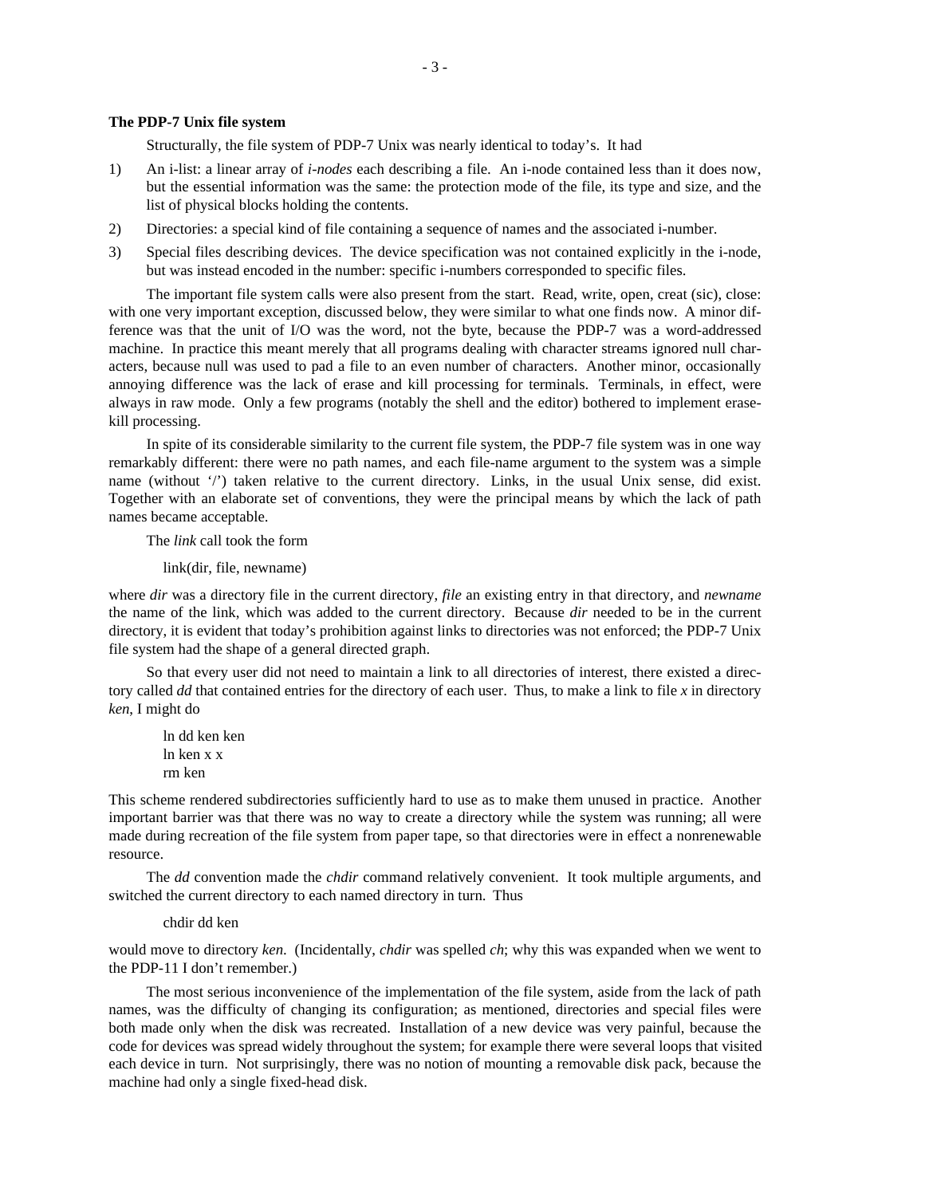**The PDP-7 Unix file system**

Structurally, the file system of PDP-7 Unix was nearly identical to today's. It had

1) An i-list: a linear array of *i-nodes* each describing a file. An i-node contained less than it does now, but the essential information was the same: the protection mode of the file, its type and size, and the list of physical blocks holding the contents.
2) Directories: a special kind of file containing a sequence of names and the associated i-number.
3) Special files describing devices. The device specification was not contained explicitly in the i-node, but was instead encoded in the number: specific i-numbers corresponded to specific files.

The important file system calls were also present from the start. Read, write, open, creat (sic), close: with one very important exception, discussed below, they were similar to what one finds now. A minor difference was that the unit of I/O was the word, not the byte, because the PDP-7 was a word-addressed machine. In practice this meant merely that all programs dealing with character streams ignored null characters, because null was used to pad a file to an even number of characters. Another minor, occasionally annoying difference was the lack of erase and kill processing for terminals. Terminals, in effect, were always in raw mode. Only a few programs (notably the shell and the editor) bothered to implement erase-kill processing.

In spite of its considerable similarity to the current file system, the PDP-7 file system was in one way remarkably different: there were no path names, and each file-name argument to the system was a simple name (without '/') taken relative to the current directory. Links, in the usual Unix sense, did exist. Together with an elaborate set of conventions, they were the principal means by which the lack of path names became acceptable.

The *link* call took the form

```
link(dir, file, newname)
```

where *dir* was a directory file in the current directory, *file* an existing entry in that directory, and *newname* the name of the link, which was added to the current directory. Because *dir* needed to be in the current directory, it is evident that today's prohibition against links to directories was not enforced; the PDP-7 Unix file system had the shape of a general directed graph.

So that every user did not need to maintain a link to all directories of interest, there existed a directory called *dd* that contained entries for the directory of each user. Thus, to make a link to file *x* in directory *ken*, I might do

```
ln dd ken ken
ln ken x x
rm ken
```

This scheme rendered subdirectories sufficiently hard to use as to make them unused in practice. Another important barrier was that there was no way to create a directory while the system was running; all were made during recreation of the file system from paper tape, so that directories were in effect a nonrenewable resource.

The *dd* convention made the *chdir* command relatively convenient. It took multiple arguments, and switched the current directory to each named directory in turn. Thus

```
chdir dd ken
```

would move to directory *ken*. (Incidentally, *chdir* was spelled *ch*; why this was expanded when we went to the PDP-11 I don't remember.)

The most serious inconvenience of the implementation of the file system, aside from the lack of path names, was the difficulty of changing its configuration; as mentioned, directories and special files were both made only when the disk was recreated. Installation of a new device was very painful, because the code for devices was spread widely throughout the system; for example there were several loops that visited each device in turn. Not surprisingly, there was no notion of mounting a removable disk pack, because the machine had only a single fixed-head disk.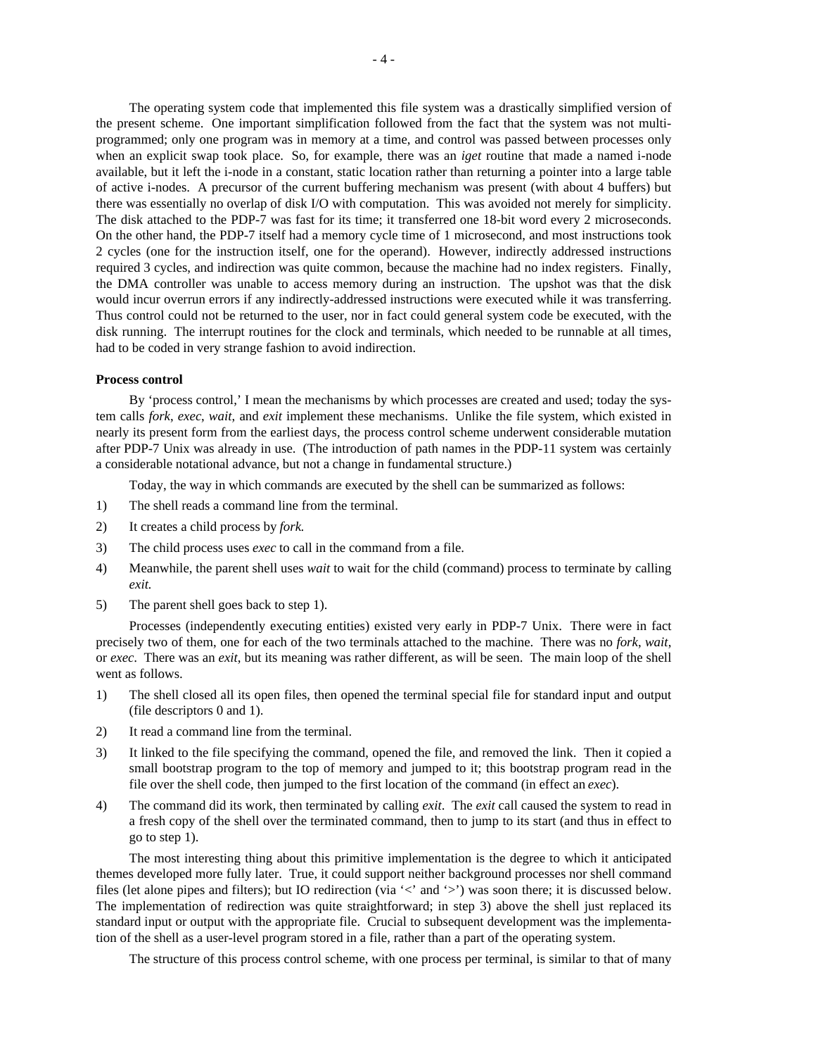The operating system code that implemented this file system was a drastically simplified version of the present scheme. One important simplification followed from the fact that the system was not multi-programmed; only one program was in memory at a time, and control was passed between processes only when an explicit swap took place. So, for example, there was an *iget* routine that made a named i-node available, but it left the i-node in a constant, static location rather than returning a pointer into a large table of active i-nodes. A precursor of the current buffering mechanism was present (with about 4 buffers) but there was essentially no overlap of disk I/O with computation. This was avoided not merely for simplicity. The disk attached to the PDP-7 was fast for its time; it transferred one 18-bit word every 2 microseconds. On the other hand, the PDP-7 itself had a memory cycle time of 1 microsecond, and most instructions took 2 cycles (one for the instruction itself, one for the operand). However, indirectly addressed instructions required 3 cycles, and indirection was quite common, because the machine had no index registers. Finally, the DMA controller was unable to access memory during an instruction. The upshot was that the disk would incur overrun errors if any indirectly-addressed instructions were executed while it was transferring. Thus control could not be returned to the user, nor in fact could general system code be executed, with the disk running. The interrupt routines for the clock and terminals, which needed to be runnable at all times, had to be coded in very strange fashion to avoid indirection.

**Process control**

By 'process control,' I mean the mechanisms by which processes are created and used; today the system calls *fork*, *exec*, *wait*, and *exit* implement these mechanisms. Unlike the file system, which existed in nearly its present form from the earliest days, the process control scheme underwent considerable mutation after PDP-7 Unix was already in use. (The introduction of path names in the PDP-11 system was certainly a considerable notational advance, but not a change in fundamental structure.)

Today, the way in which commands are executed by the shell can be summarized as follows:

1) The shell reads a command line from the terminal.
2) It creates a child process by *fork.*
3) The child process uses *exec* to call in the command from a file.
4) Meanwhile, the parent shell uses *wait* to wait for the child (command) process to terminate by calling *exit.*
5) The parent shell goes back to step 1).

Processes (independently executing entities) existed very early in PDP-7 Unix. There were in fact precisely two of them, one for each of the two terminals attached to the machine. There was no *fork*, *wait*, or *exec*. There was an *exit*, but its meaning was rather different, as will be seen. The main loop of the shell went as follows.

1) The shell closed all its open files, then opened the terminal special file for standard input and output (file descriptors 0 and 1).
2) It read a command line from the terminal.
3) It linked to the file specifying the command, opened the file, and removed the link. Then it copied a small bootstrap program to the top of memory and jumped to it; this bootstrap program read in the file over the shell code, then jumped to the first location of the command (in effect an *exec*).
4) The command did its work, then terminated by calling *exit*. The *exit* call caused the system to read in a fresh copy of the shell over the terminated command, then to jump to its start (and thus in effect to go to step 1).

The most interesting thing about this primitive implementation is the degree to which it anticipated themes developed more fully later. True, it could support neither background processes nor shell command files (let alone pipes and filters); but IO redirection (via '<' and '>') was soon there; it is discussed below. The implementation of redirection was quite straightforward; in step 3) above the shell just replaced its standard input or output with the appropriate file. Crucial to subsequent development was the implementation of the shell as a user-level program stored in a file, rather than a part of the operating system.

The structure of this process control scheme, with one process per terminal, is similar to that of many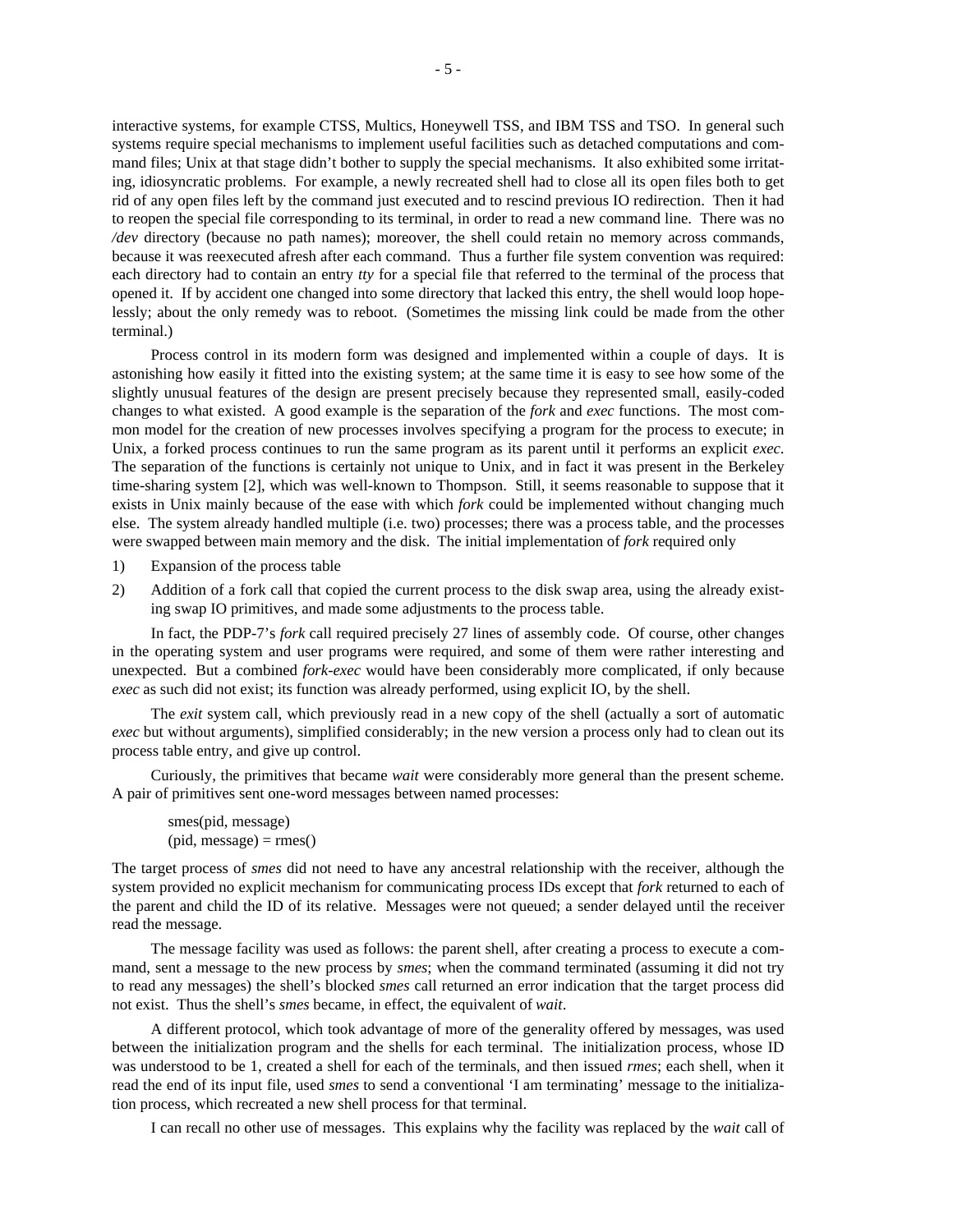interactive systems, for example CTSS, Multics, Honeywell TSS, and IBM TSS and TSO. In general such systems require special mechanisms to implement useful facilities such as detached computations and command files; Unix at that stage didn't bother to supply the special mechanisms. It also exhibited some irritating, idiosyncratic problems. For example, a newly recreated shell had to close all its open files both to get rid of any open files left by the command just executed and to rescind previous IO redirection. Then it had to reopen the special file corresponding to its terminal, in order to read a new command line. There was no */dev* directory (because no path names); moreover, the shell could retain no memory across commands, because it was reexecuted afresh after each command. Thus a further file system convention was required: each directory had to contain an entry *tty* for a special file that referred to the terminal of the process that opened it. If by accident one changed into some directory that lacked this entry, the shell would loop hopelessly; about the only remedy was to reboot. (Sometimes the missing link could be made from the other terminal.)

Process control in its modern form was designed and implemented within a couple of days. It is astonishing how easily it fitted into the existing system; at the same time it is easy to see how some of the slightly unusual features of the design are present precisely because they represented small, easily-coded changes to what existed. A good example is the separation of the *fork* and *exec* functions. The most common model for the creation of new processes involves specifying a program for the process to execute; in Unix, a forked process continues to run the same program as its parent until it performs an explicit *exec*. The separation of the functions is certainly not unique to Unix, and in fact it was present in the Berkeley time-sharing system [2], which was well-known to Thompson. Still, it seems reasonable to suppose that it exists in Unix mainly because of the ease with which *fork* could be implemented without changing much else. The system already handled multiple (i.e. two) processes; there was a process table, and the processes were swapped between main memory and the disk. The initial implementation of *fork* required only

1) Expansion of the process table
2) Addition of a fork call that copied the current process to the disk swap area, using the already existing swap IO primitives, and made some adjustments to the process table.

In fact, the PDP-7's *fork* call required precisely 27 lines of assembly code. Of course, other changes in the operating system and user programs were required, and some of them were rather interesting and unexpected. But a combined *fork-exec* would have been considerably more complicated, if only because *exec* as such did not exist; its function was already performed, using explicit IO, by the shell.

The *exit* system call, which previously read in a new copy of the shell (actually a sort of automatic *exec* but without arguments), simplified considerably; in the new version a process only had to clean out its process table entry, and give up control.

Curiously, the primitives that became *wait* were considerably more general than the present scheme. A pair of primitives sent one-word messages between named processes:

```
smes(pid, message)
(pid, message) = rmes()
```

The target process of *smes* did not need to have any ancestral relationship with the receiver, although the system provided no explicit mechanism for communicating process IDs except that *fork* returned to each of the parent and child the ID of its relative. Messages were not queued; a sender delayed until the receiver read the message.

The message facility was used as follows: the parent shell, after creating a process to execute a command, sent a message to the new process by *smes*; when the command terminated (assuming it did not try to read any messages) the shell's blocked *smes* call returned an error indication that the target process did not exist. Thus the shell's *smes* became, in effect, the equivalent of *wait*.

A different protocol, which took advantage of more of the generality offered by messages, was used between the initialization program and the shells for each terminal. The initialization process, whose ID was understood to be 1, created a shell for each of the terminals, and then issued *rmes*; each shell, when it read the end of its input file, used *smes* to send a conventional 'I am terminating' message to the initialization process, which recreated a new shell process for that terminal.

I can recall no other use of messages. This explains why the facility was replaced by the *wait* call of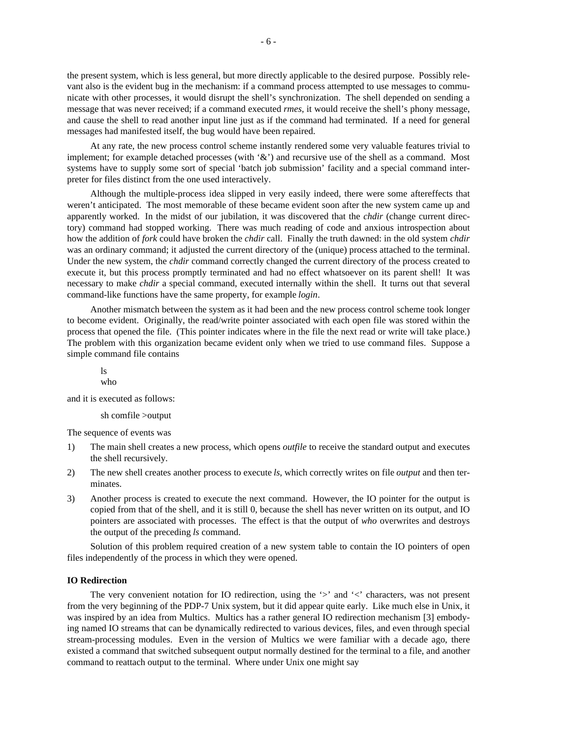the present system, which is less general, but more directly applicable to the desired purpose. Possibly relevant also is the evident bug in the mechanism: if a command process attempted to use messages to communicate with other processes, it would disrupt the shell's synchronization. The shell depended on sending a message that was never received; if a command executed *rmes*, it would receive the shell's phony message, and cause the shell to read another input line just as if the command had terminated. If a need for general messages had manifested itself, the bug would have been repaired.

At any rate, the new process control scheme instantly rendered some very valuable features trivial to implement; for example detached processes (with '&') and recursive use of the shell as a command. Most systems have to supply some sort of special 'batch job submission' facility and a special command interpreter for files distinct from the one used interactively.

Although the multiple-process idea slipped in very easily indeed, there were some aftereffects that weren't anticipated. The most memorable of these became evident soon after the new system came up and apparently worked. In the midst of our jubilation, it was discovered that the *chdir* (change current directory) command had stopped working. There was much reading of code and anxious introspection about how the addition of *fork* could have broken the *chdir* call. Finally the truth dawned: in the old system *chdir* was an ordinary command; it adjusted the current directory of the (unique) process attached to the terminal. Under the new system, the *chdir* command correctly changed the current directory of the process created to execute it, but this process promptly terminated and had no effect whatsoever on its parent shell! It was necessary to make *chdir* a special command, executed internally within the shell. It turns out that several command-like functions have the same property, for example *login*.

Another mismatch between the system as it had been and the new process control scheme took longer to become evident. Originally, the read/write pointer associated with each open file was stored within the process that opened the file. (This pointer indicates where in the file the next read or write will take place.) The problem with this organization became evident only when we tried to use command files. Suppose a simple command file contains

```
ls
who
```

and it is executed as follows:

```
sh comfile >output
```

The sequence of events was

1) The main shell creates a new process, which opens *outfile* to receive the standard output and executes the shell recursively.
2) The new shell creates another process to execute *ls*, which correctly writes on file *output* and then terminates.
3) Another process is created to execute the next command. However, the IO pointer for the output is copied from that of the shell, and it is still 0, because the shell has never written on its output, and IO pointers are associated with processes. The effect is that the output of *who* overwrites and destroys the output of the preceding *ls* command.

Solution of this problem required creation of a new system table to contain the IO pointers of open files independently of the process in which they were opened.

**IO Redirection**

The very convenient notation for IO redirection, using the '>' and '<' characters, was not present from the very beginning of the PDP-7 Unix system, but it did appear quite early. Like much else in Unix, it was inspired by an idea from Multics. Multics has a rather general IO redirection mechanism [3] embodying named IO streams that can be dynamically redirected to various devices, files, and even through special stream-processing modules. Even in the version of Multics we were familiar with a decade ago, there existed a command that switched subsequent output normally destined for the terminal to a file, and another command to reattach output to the terminal. Where under Unix one might say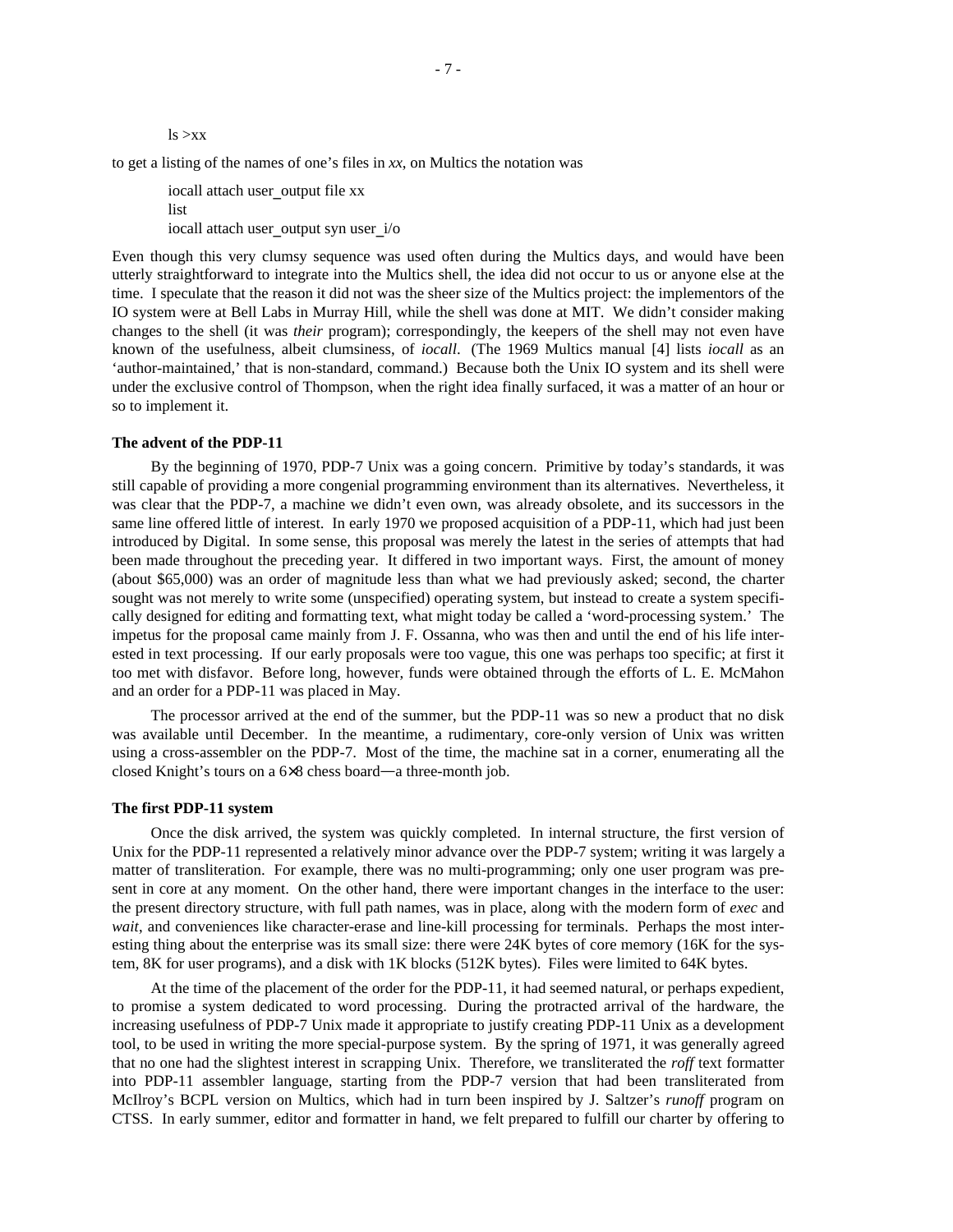```
ls >xx
```

to get a listing of the names of one's files in *xx*, on Multics the notation was

```
iocall attach user_output file xx
list
iocall attach user_output syn user_i/o
```

Even though this very clumsy sequence was used often during the Multics days, and would have been utterly straightforward to integrate into the Multics shell, the idea did not occur to us or anyone else at the time. I speculate that the reason it did not was the sheer size of the Multics project: the implementors of the IO system were at Bell Labs in Murray Hill, while the shell was done at MIT. We didn't consider making changes to the shell (it was *their* program); correspondingly, the keepers of the shell may not even have known of the usefulness, albeit clumsiness, of *iocall*. (The 1969 Multics manual [4] lists *iocall* as an 'author-maintained,' that is non-standard, command.) Because both the Unix IO system and its shell were under the exclusive control of Thompson, when the right idea finally surfaced, it was a matter of an hour or so to implement it.

**The advent of the PDP-11**

By the beginning of 1970, PDP-7 Unix was a going concern. Primitive by today's standards, it was still capable of providing a more congenial programming environment than its alternatives. Nevertheless, it was clear that the PDP-7, a machine we didn't even own, was already obsolete, and its successors in the same line offered little of interest. In early 1970 we proposed acquisition of a PDP-11, which had just been introduced by Digital. In some sense, this proposal was merely the latest in the series of attempts that had been made throughout the preceding year. It differed in two important ways. First, the amount of money (about $65,000) was an order of magnitude less than what we had previously asked; second, the charter sought was not merely to write some (unspecified) operating system, but instead to create a system specifically designed for editing and formatting text, what might today be called a 'word-processing system.' The impetus for the proposal came mainly from J. F. Ossanna, who was then and until the end of his life interested in text processing. If our early proposals were too vague, this one was perhaps too specific; at first it too met with disfavor. Before long, however, funds were obtained through the efforts of L. E. McMahon and an order for a PDP-11 was placed in May.

The processor arrived at the end of the summer, but the PDP-11 was so new a product that no disk was available until December. In the meantime, a rudimentary, core-only version of Unix was written using a cross-assembler on the PDP-7. Most of the time, the machine sat in a corner, enumerating all the closed Knight's tours on a 6×8 chess board—a three-month job.

**The first PDP-11 system**

Once the disk arrived, the system was quickly completed. In internal structure, the first version of Unix for the PDP-11 represented a relatively minor advance over the PDP-7 system; writing it was largely a matter of transliteration. For example, there was no multi-programming; only one user program was present in core at any moment. On the other hand, there were important changes in the interface to the user: the present directory structure, with full path names, was in place, along with the modern form of *exec* and *wait*, and conveniences like character-erase and line-kill processing for terminals. Perhaps the most interesting thing about the enterprise was its small size: there were 24K bytes of core memory (16K for the system, 8K for user programs), and a disk with 1K blocks (512K bytes). Files were limited to 64K bytes.

At the time of the placement of the order for the PDP-11, it had seemed natural, or perhaps expedient, to promise a system dedicated to word processing. During the protracted arrival of the hardware, the increasing usefulness of PDP-7 Unix made it appropriate to justify creating PDP-11 Unix as a development tool, to be used in writing the more special-purpose system. By the spring of 1971, it was generally agreed that no one had the slightest interest in scrapping Unix. Therefore, we transliterated the *roff* text formatter into PDP-11 assembler language, starting from the PDP-7 version that had been transliterated from McIlroy's BCPL version on Multics, which had in turn been inspired by J. Saltzer's *runoff* program on CTSS. In early summer, editor and formatter in hand, we felt prepared to fulfill our charter by offering to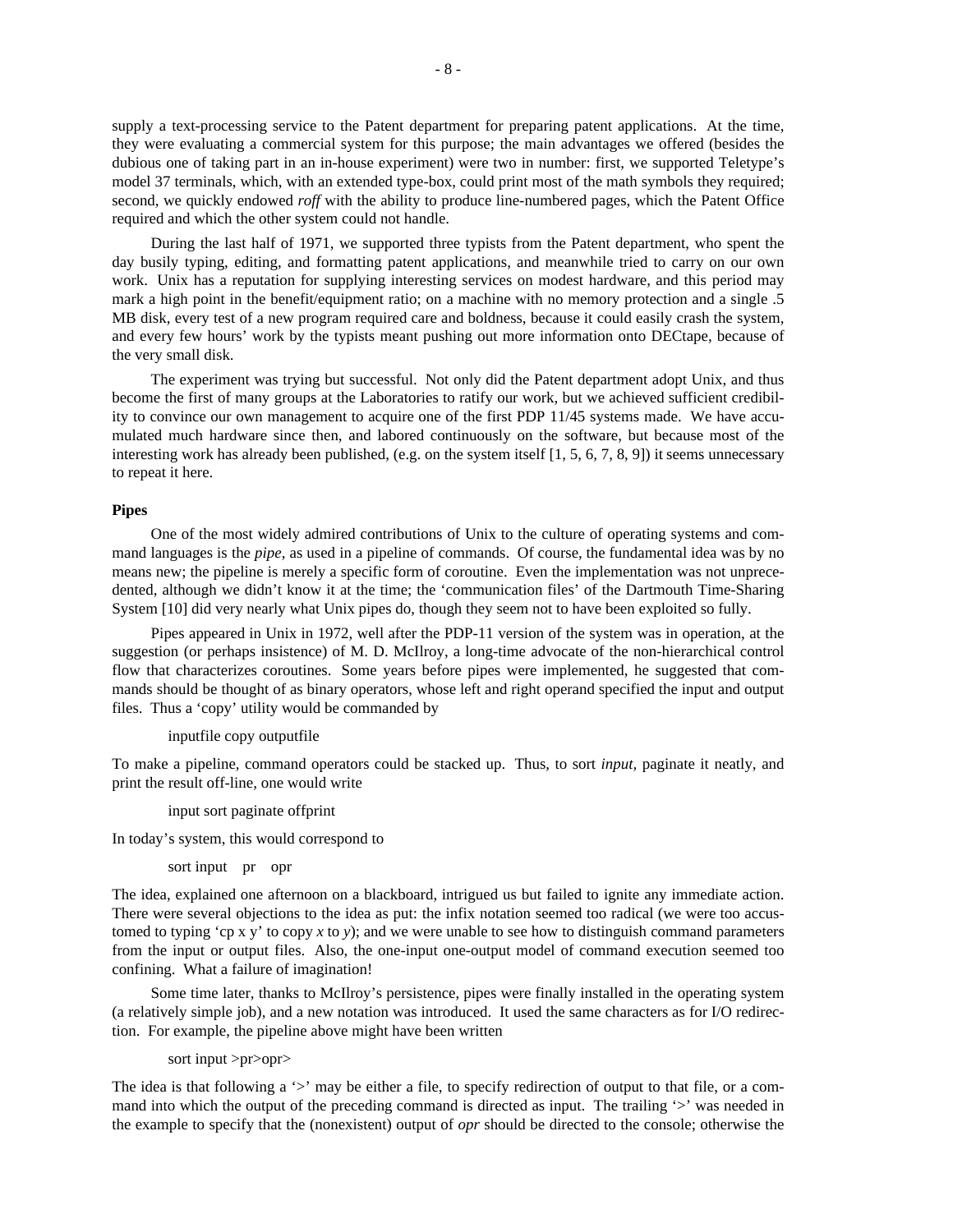supply a text-processing service to the Patent department for preparing patent applications. At the time, they were evaluating a commercial system for this purpose; the main advantages we offered (besides the dubious one of taking part in an in-house experiment) were two in number: first, we supported Teletype's model 37 terminals, which, with an extended type-box, could print most of the math symbols they required; second, we quickly endowed *roff* with the ability to produce line-numbered pages, which the Patent Office required and which the other system could not handle.

During the last half of 1971, we supported three typists from the Patent department, who spent the day busily typing, editing, and formatting patent applications, and meanwhile tried to carry on our own work. Unix has a reputation for supplying interesting services on modest hardware, and this period may mark a high point in the benefit/equipment ratio; on a machine with no memory protection and a single .5 MB disk, every test of a new program required care and boldness, because it could easily crash the system, and every few hours' work by the typists meant pushing out more information onto DECtape, because of the very small disk.

The experiment was trying but successful. Not only did the Patent department adopt Unix, and thus become the first of many groups at the Laboratories to ratify our work, but we achieved sufficient credibility to convince our own management to acquire one of the first PDP 11/45 systems made. We have accumulated much hardware since then, and labored continuously on the software, but because most of the interesting work has already been published, (e.g. on the system itself [1, 5, 6, 7, 8, 9]) it seems unnecessary to repeat it here.

**Pipes**

One of the most widely admired contributions of Unix to the culture of operating systems and command languages is the *pipe*, as used in a pipeline of commands. Of course, the fundamental idea was by no means new; the pipeline is merely a specific form of coroutine. Even the implementation was not unprecedented, although we didn't know it at the time; the 'communication files' of the Dartmouth Time-Sharing System [10] did very nearly what Unix pipes do, though they seem not to have been exploited so fully.

Pipes appeared in Unix in 1972, well after the PDP-11 version of the system was in operation, at the suggestion (or perhaps insistence) of M. D. McIlroy, a long-time advocate of the non-hierarchical control flow that characterizes coroutines. Some years before pipes were implemented, he suggested that commands should be thought of as binary operators, whose left and right operand specified the input and output files. Thus a 'copy' utility would be commanded by

```
inputfile copy outputfile
```

To make a pipeline, command operators could be stacked up. Thus, to sort *input*, paginate it neatly, and print the result off-line, one would write

```
input sort paginate offprint
```

In today's system, this would correspond to

```
sort input | pr | opr
```

The idea, explained one afternoon on a blackboard, intrigued us but failed to ignite any immediate action. There were several objections to the idea as put: the infix notation seemed too radical (we were too accustomed to typing 'cp x y' to copy *x* to *y*); and we were unable to see how to distinguish command parameters from the input or output files. Also, the one-input one-output model of command execution seemed too confining. What a failure of imagination!

Some time later, thanks to McIlroy's persistence, pipes were finally installed in the operating system (a relatively simple job), and a new notation was introduced. It used the same characters as for I/O redirection. For example, the pipeline above might have been written

```
sort input >pr>opr>
```

The idea is that following a '>' may be either a file, to specify redirection of output to that file, or a command into which the output of the preceding command is directed as input. The trailing '>' was needed in the example to specify that the (nonexistent) output of *opr* should be directed to the console; otherwise the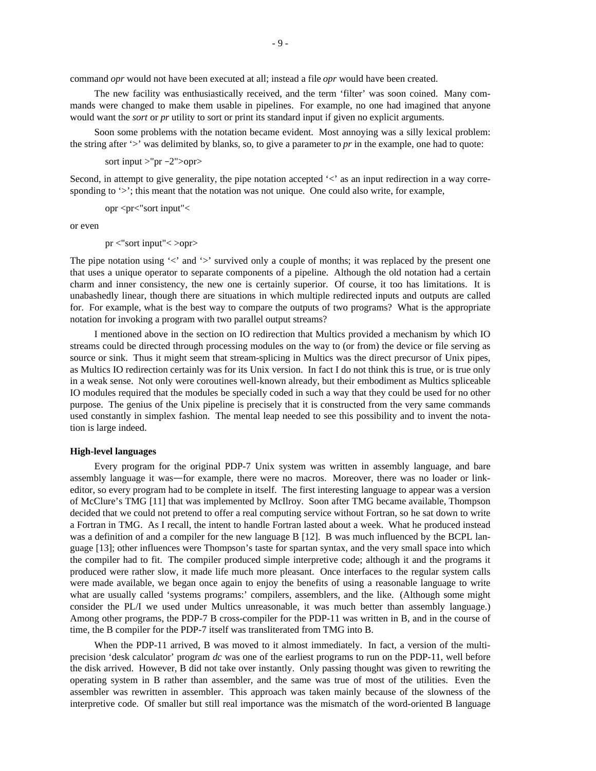command *opr* would not have been executed at all; instead a file *opr* would have been created.

The new facility was enthusiastically received, and the term 'filter' was soon coined. Many commands were changed to make them usable in pipelines. For example, no one had imagined that anyone would want the *sort* or *pr* utility to sort or print its standard input if given no explicit arguments.

Soon some problems with the notation became evident. Most annoying was a silly lexical problem: the string after '>' was delimited by blanks, so, to give a parameter to *pr* in the example, one had to quote:

```
sort input >"pr −2">opr>
```

Second, in attempt to give generality, the pipe notation accepted '<' as an input redirection in a way corresponding to '>'; this meant that the notation was not unique. One could also write, for example,

```
opr <pr<"sort input"<
```

or even

```
pr <"sort input"< >opr>
```

The pipe notation using '<' and '>' survived only a couple of months; it was replaced by the present one that uses a unique operator to separate components of a pipeline. Although the old notation had a certain charm and inner consistency, the new one is certainly superior. Of course, it too has limitations. It is unabashedly linear, though there are situations in which multiple redirected inputs and outputs are called for. For example, what is the best way to compare the outputs of two programs? What is the appropriate notation for invoking a program with two parallel output streams?

I mentioned above in the section on IO redirection that Multics provided a mechanism by which IO streams could be directed through processing modules on the way to (or from) the device or file serving as source or sink. Thus it might seem that stream-splicing in Multics was the direct precursor of Unix pipes, as Multics IO redirection certainly was for its Unix version. In fact I do not think this is true, or is true only in a weak sense. Not only were coroutines well-known already, but their embodiment as Multics spliceable IO modules required that the modules be specially coded in such a way that they could be used for no other purpose. The genius of the Unix pipeline is precisely that it is constructed from the very same commands used constantly in simplex fashion. The mental leap needed to see this possibility and to invent the notation is large indeed.

**High-level languages**

Every program for the original PDP-7 Unix system was written in assembly language, and bare assembly language it was—for example, there were no macros. Moreover, there was no loader or link-editor, so every program had to be complete in itself. The first interesting language to appear was a version of McClure's TMG [11] that was implemented by McIlroy. Soon after TMG became available, Thompson decided that we could not pretend to offer a real computing service without Fortran, so he sat down to write a Fortran in TMG. As I recall, the intent to handle Fortran lasted about a week. What he produced instead was a definition of and a compiler for the new language B [12]. B was much influenced by the BCPL language [13]; other influences were Thompson's taste for spartan syntax, and the very small space into which the compiler had to fit. The compiler produced simple interpretive code; although it and the programs it produced were rather slow, it made life much more pleasant. Once interfaces to the regular system calls were made available, we began once again to enjoy the benefits of using a reasonable language to write what are usually called 'systems programs:' compilers, assemblers, and the like. (Although some might consider the PL/I we used under Multics unreasonable, it was much better than assembly language.) Among other programs, the PDP-7 B cross-compiler for the PDP-11 was written in B, and in the course of time, the B compiler for the PDP-7 itself was transliterated from TMG into B.

When the PDP-11 arrived, B was moved to it almost immediately. In fact, a version of the multi-precision 'desk calculator' program *dc* was one of the earliest programs to run on the PDP-11, well before the disk arrived. However, B did not take over instantly. Only passing thought was given to rewriting the operating system in B rather than assembler, and the same was true of most of the utilities. Even the assembler was rewritten in assembler. This approach was taken mainly because of the slowness of the interpretive code. Of smaller but still real importance was the mismatch of the word-oriented B language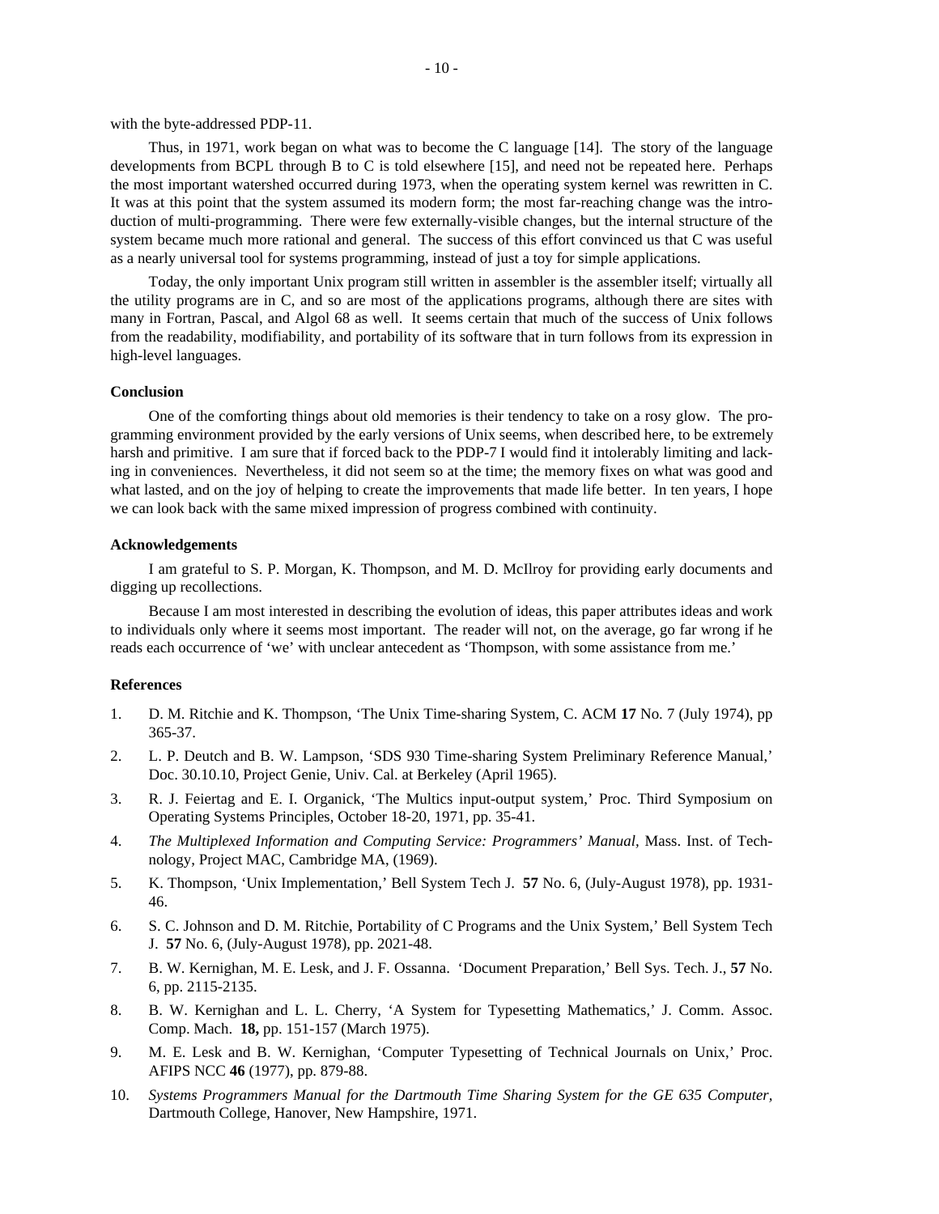with the byte-addressed PDP-11.

Thus, in 1971, work began on what was to become the C language [14]. The story of the language developments from BCPL through B to C is told elsewhere [15], and need not be repeated here. Perhaps the most important watershed occurred during 1973, when the operating system kernel was rewritten in C. It was at this point that the system assumed its modern form; the most far-reaching change was the introduction of multi-programming. There were few externally-visible changes, but the internal structure of the system became much more rational and general. The success of this effort convinced us that C was useful as a nearly universal tool for systems programming, instead of just a toy for simple applications.

Today, the only important Unix program still written in assembler is the assembler itself; virtually all the utility programs are in C, and so are most of the applications programs, although there are sites with many in Fortran, Pascal, and Algol 68 as well. It seems certain that much of the success of Unix follows from the readability, modifiability, and portability of its software that in turn follows from its expression in high-level languages.

## Conclusion

One of the comforting things about old memories is their tendency to take on a rosy glow. The programming environment provided by the early versions of Unix seems, when described here, to be extremely harsh and primitive. I am sure that if forced back to the PDP-7 I would find it intolerably limiting and lacking in conveniences. Nevertheless, it did not seem so at the time; the memory fixes on what was good and what lasted, and on the joy of helping to create the improvements that made life better. In ten years, I hope we can look back with the same mixed impression of progress combined with continuity.

## Acknowledgements

I am grateful to S. P. Morgan, K. Thompson, and M. D. McIlroy for providing early documents and digging up recollections.

Because I am most interested in describing the evolution of ideas, this paper attributes ideas and work to individuals only where it seems most important. The reader will not, on the average, go far wrong if he reads each occurrence of 'we' with unclear antecedent as 'Thompson, with some assistance from me.'

## References

1. D. M. Ritchie and K. Thompson, 'The Unix Time-sharing System, C. ACM **17** No. 7 (July 1974), pp 365-37.
2. L. P. Deutch and B. W. Lampson, 'SDS 930 Time-sharing System Preliminary Reference Manual,' Doc. 30.10.10, Project Genie, Univ. Cal. at Berkeley (April 1965).
3. R. J. Feiertag and E. I. Organick, 'The Multics input-output system,' Proc. Third Symposium on Operating Systems Principles, October 18-20, 1971, pp. 35-41.
4. *The Multiplexed Information and Computing Service: Programmers' Manual*, Mass. Inst. of Technology, Project MAC, Cambridge MA, (1969).
5. K. Thompson, 'Unix Implementation,' Bell System Tech J. **57** No. 6, (July-August 1978), pp. 1931-46.
6. S. C. Johnson and D. M. Ritchie, Portability of C Programs and the Unix System,' Bell System Tech J. **57** No. 6, (July-August 1978), pp. 2021-48.
7. B. W. Kernighan, M. E. Lesk, and J. F. Ossanna. 'Document Preparation,' Bell Sys. Tech. J., **57** No. 6, pp. 2115-2135.
8. B. W. Kernighan and L. L. Cherry, 'A System for Typesetting Mathematics,' J. Comm. Assoc. Comp. Mach. **18,** pp. 151-157 (March 1975).
9. M. E. Lesk and B. W. Kernighan, 'Computer Typesetting of Technical Journals on Unix,' Proc. AFIPS NCC **46** (1977), pp. 879-88.
10. *Systems Programmers Manual for the Dartmouth Time Sharing System for the GE 635 Computer*, Dartmouth College, Hanover, New Hampshire, 1971.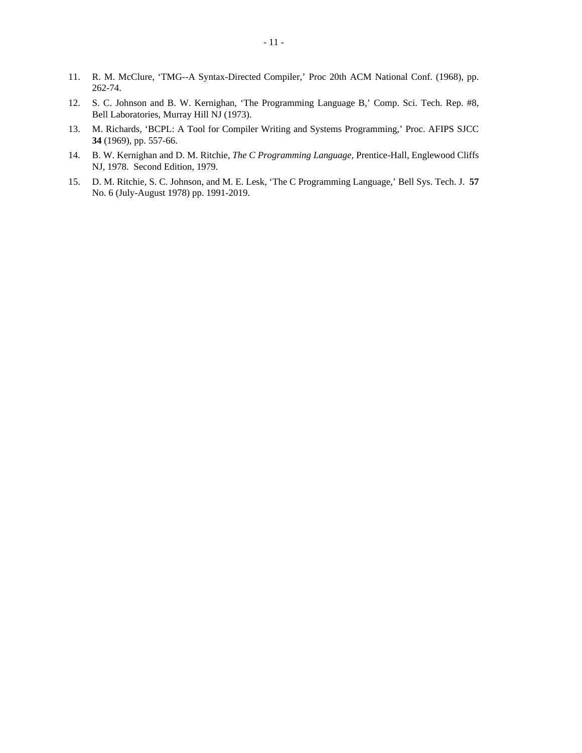11. R. M. McClure, 'TMG--A Syntax-Directed Compiler,' Proc 20th ACM National Conf. (1968), pp. 262-74.

12. S. C. Johnson and B. W. Kernighan, 'The Programming Language B,' Comp. Sci. Tech. Rep. #8, Bell Laboratories, Murray Hill NJ (1973).

13. M. Richards, 'BCPL: A Tool for Compiler Writing and Systems Programming,' Proc. AFIPS SJCC **34** (1969), pp. 557-66.

14. B. W. Kernighan and D. M. Ritchie, *The C Programming Language,* Prentice-Hall, Englewood Cliffs NJ, 1978. Second Edition, 1979.

15. D. M. Ritchie, S. C. Johnson, and M. E. Lesk, 'The C Programming Language,' Bell Sys. Tech. J. **57** No. 6 (July-August 1978) pp. 1991-2019.